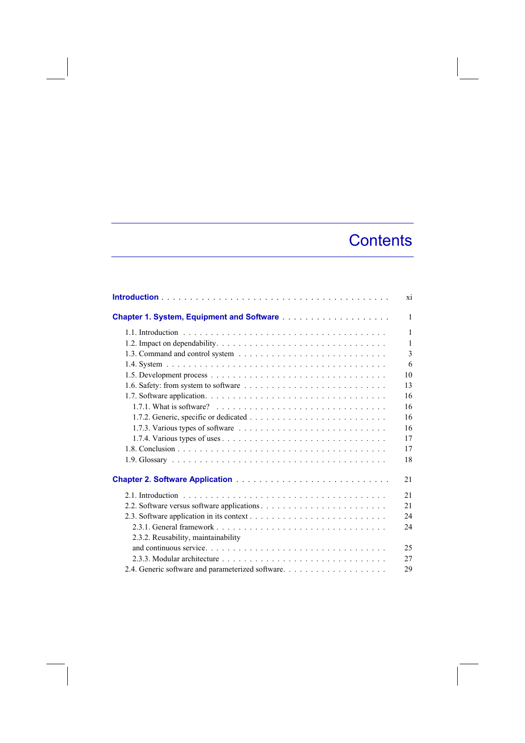# Contents

| | |
|---|---|
| **Introduction** | xi |
| **Chapter 1. System, Equipment and Software** | 1 |
| 1.1. Introduction | 1 |
| 1.2. Impact on dependability | 1 |
| 1.3. Command and control system | 3 |
| 1.4. System | 6 |
| 1.5. Development process | 10 |
| 1.6. Safety: from system to software | 13 |
| 1.7. Software application | 16 |
| 1.7.1. What is software? | 16 |
| 1.7.2. Generic, specific or dedicated | 16 |
| 1.7.3. Various types of software | 16 |
| 1.7.4. Various types of uses | 17 |
| 1.8. Conclusion | 17 |
| 1.9. Glossary | 18 |
| **Chapter 2. Software Application** | 21 |
| 2.1. Introduction | 21 |
| 2.2. Software versus software applications | 21 |
| 2.3. Software application in its context | 24 |
| 2.3.1. General framework | 24 |
| 2.3.2. Reusability, maintainability and continuous service | 25 |
| 2.3.3. Modular architecture | 27 |
| 2.4. Generic software and parameterized software | 29 |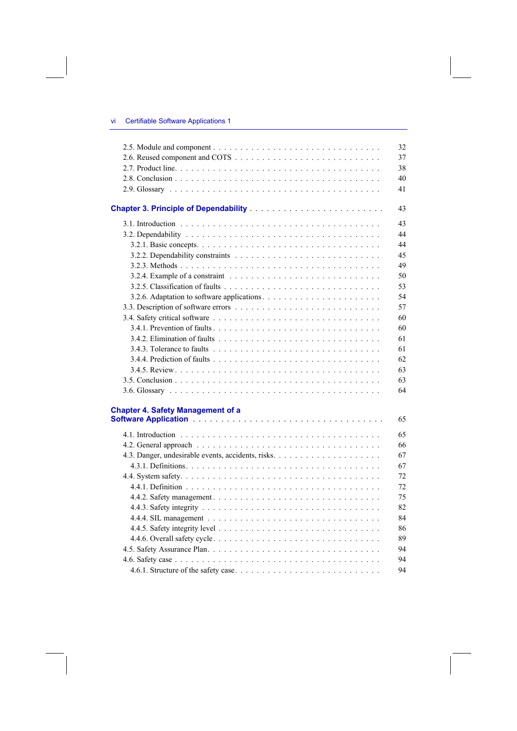2.5. Module and component . . . . . . . . . . . . . . . . . . . . . . . . . . . . 32
2.6. Reused component and COTS . . . . . . . . . . . . . . . . . . . . . . . . . 37
2.7. Product line. . . . . . . . . . . . . . . . . . . . . . . . . . . . . . . . . . 38
2.8. Conclusion . . . . . . . . . . . . . . . . . . . . . . . . . . . . . . . . . . 40
2.9. Glossary . . . . . . . . . . . . . . . . . . . . . . . . . . . . . . . . . . . 41

## Chapter 3. Principle of Dependability . . . . . . . . . . . . . . . . . . . . . . 43

3.1. Introduction . . . . . . . . . . . . . . . . . . . . . . . . . . . . . . . . . 43
3.2. Dependability . . . . . . . . . . . . . . . . . . . . . . . . . . . . . . . . 44
3.2.1. Basic concepts. . . . . . . . . . . . . . . . . . . . . . . . . . . . . . 44
3.2.2. Dependability constraints . . . . . . . . . . . . . . . . . . . . . . . 45
3.2.3. Methods . . . . . . . . . . . . . . . . . . . . . . . . . . . . . . . . . 49
3.2.4. Example of a constraint . . . . . . . . . . . . . . . . . . . . . . . . 50
3.2.5. Classification of faults . . . . . . . . . . . . . . . . . . . . . . . . . 53
3.2.6. Adaptation to software applications . . . . . . . . . . . . . . . . . . 54
3.3. Description of software errors . . . . . . . . . . . . . . . . . . . . . . . . 57
3.4. Safety critical software . . . . . . . . . . . . . . . . . . . . . . . . . . . 60
3.4.1. Prevention of faults . . . . . . . . . . . . . . . . . . . . . . . . . . . 60
3.4.2. Elimination of faults . . . . . . . . . . . . . . . . . . . . . . . . . . 61
3.4.3. Tolerance to faults . . . . . . . . . . . . . . . . . . . . . . . . . . . 61
3.4.4. Prediction of faults . . . . . . . . . . . . . . . . . . . . . . . . . . . 62
3.4.5. Review. . . . . . . . . . . . . . . . . . . . . . . . . . . . . . . . . . 63
3.5. Conclusion . . . . . . . . . . . . . . . . . . . . . . . . . . . . . . . . . . 63
3.6. Glossary . . . . . . . . . . . . . . . . . . . . . . . . . . . . . . . . . . . 64

## Chapter 4. Safety Management of a Software Application . . . . . . . . . . . . . 65

4.1. Introduction . . . . . . . . . . . . . . . . . . . . . . . . . . . . . . . . . 65
4.2. General approach . . . . . . . . . . . . . . . . . . . . . . . . . . . . . . 66
4.3. Danger, undesirable events, accidents, risks. . . . . . . . . . . . . . . . . 67
4.3.1. Definitions. . . . . . . . . . . . . . . . . . . . . . . . . . . . . . . . 67
4.4. System safety. . . . . . . . . . . . . . . . . . . . . . . . . . . . . . . . 72
4.4.1. Definition . . . . . . . . . . . . . . . . . . . . . . . . . . . . . . . . 72
4.4.2. Safety management . . . . . . . . . . . . . . . . . . . . . . . . . . . 75
4.4.3. Safety integrity . . . . . . . . . . . . . . . . . . . . . . . . . . . . . 82
4.4.4. SIL management . . . . . . . . . . . . . . . . . . . . . . . . . . . . 84
4.4.5. Safety integrity level . . . . . . . . . . . . . . . . . . . . . . . . . . 86
4.4.6. Overall safety cycle. . . . . . . . . . . . . . . . . . . . . . . . . . . 89
4.5. Safety Assurance Plan. . . . . . . . . . . . . . . . . . . . . . . . . . . . 94
4.6. Safety case . . . . . . . . . . . . . . . . . . . . . . . . . . . . . . . . . 94
4.6.1. Structure of the safety case. . . . . . . . . . . . . . . . . . . . . . . 94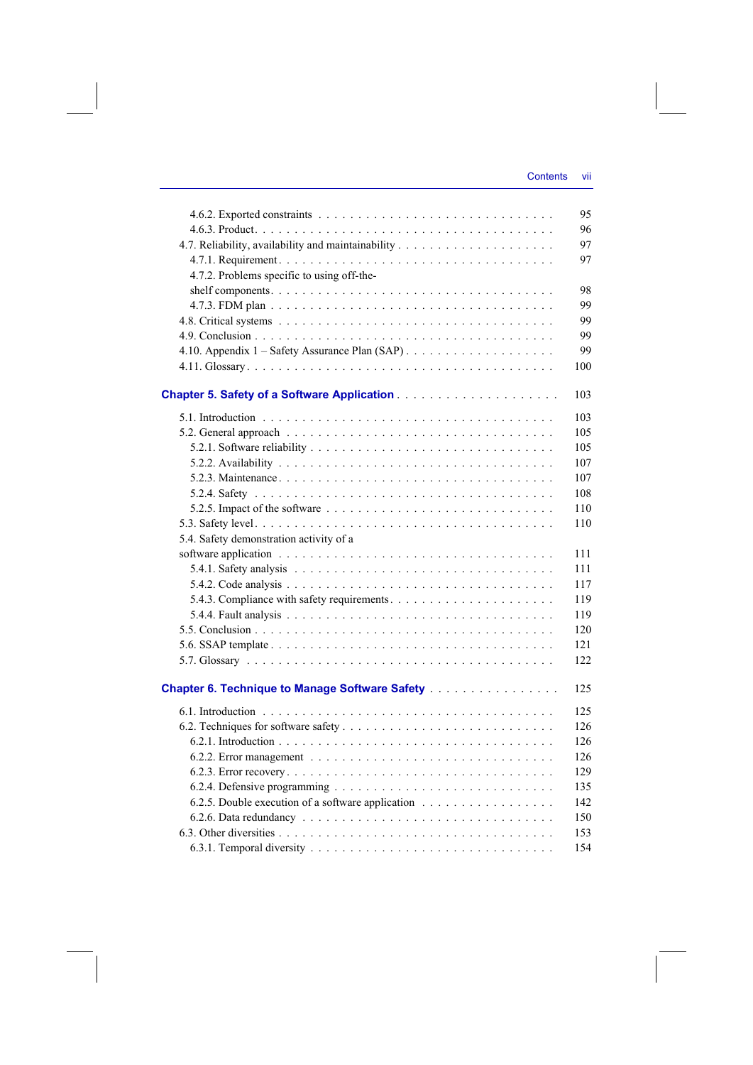4.6.2. Exported constraints . . . . . . . . . . . . . . . . . . . . . . . . . . . . 95
4.6.3. Product. . . . . . . . . . . . . . . . . . . . . . . . . . . . . . . . . . . . 96
4.7. Reliability, availability and maintainability . . . . . . . . . . . . . . . . . . . 97
4.7.1. Requirement . . . . . . . . . . . . . . . . . . . . . . . . . . . . . . . . . 97
4.7.2. Problems specific to using off-the-shelf components. . . . . . . . . . . . . . . . . . . . . . . . . . . . . . . . 98
4.7.3. FDM plan . . . . . . . . . . . . . . . . . . . . . . . . . . . . . . . . . 99
4.8. Critical systems . . . . . . . . . . . . . . . . . . . . . . . . . . . . . . . . . 99
4.9. Conclusion . . . . . . . . . . . . . . . . . . . . . . . . . . . . . . . . . . . 99
4.10. Appendix 1 – Safety Assurance Plan (SAP) . . . . . . . . . . . . . . . . . . 99
4.11. Glossary . . . . . . . . . . . . . . . . . . . . . . . . . . . . . . . . . . . . 100

**Chapter 5. Safety of a Software Application** . . . . . . . . . . . . . . . . . . . 103

5.1. Introduction . . . . . . . . . . . . . . . . . . . . . . . . . . . . . . . . . . 103
5.2. General approach . . . . . . . . . . . . . . . . . . . . . . . . . . . . . . . 105
5.2.1. Software reliability . . . . . . . . . . . . . . . . . . . . . . . . . . . . . 105
5.2.2. Availability . . . . . . . . . . . . . . . . . . . . . . . . . . . . . . . . . 107
5.2.3. Maintenance . . . . . . . . . . . . . . . . . . . . . . . . . . . . . . . . 107
5.2.4. Safety . . . . . . . . . . . . . . . . . . . . . . . . . . . . . . . . . . . . 108
5.2.5. Impact of the software . . . . . . . . . . . . . . . . . . . . . . . . . . . 110
5.3. Safety level . . . . . . . . . . . . . . . . . . . . . . . . . . . . . . . . . . . 110
5.4. Safety demonstration activity of a software application . . . . . . . . . . . . . . . . . . . . . . . . . . . . . . . . 111
5.4.1. Safety analysis . . . . . . . . . . . . . . . . . . . . . . . . . . . . . . . 111
5.4.2. Code analysis . . . . . . . . . . . . . . . . . . . . . . . . . . . . . . . . 117
5.4.3. Compliance with safety requirements. . . . . . . . . . . . . . . . . . . . 119
5.4.4. Fault analysis . . . . . . . . . . . . . . . . . . . . . . . . . . . . . . . . 119
5.5. Conclusion . . . . . . . . . . . . . . . . . . . . . . . . . . . . . . . . . . . 120
5.6. SSAP template . . . . . . . . . . . . . . . . . . . . . . . . . . . . . . . . . 121
5.7. Glossary . . . . . . . . . . . . . . . . . . . . . . . . . . . . . . . . . . . . 122

**Chapter 6. Technique to Manage Software Safety** . . . . . . . . . . . . . . . . 125

6.1. Introduction . . . . . . . . . . . . . . . . . . . . . . . . . . . . . . . . . . 125
6.2. Techniques for software safety . . . . . . . . . . . . . . . . . . . . . . . . . 126
6.2.1. Introduction . . . . . . . . . . . . . . . . . . . . . . . . . . . . . . . . . 126
6.2.2. Error management . . . . . . . . . . . . . . . . . . . . . . . . . . . . . 126
6.2.3. Error recovery . . . . . . . . . . . . . . . . . . . . . . . . . . . . . . . . 129
6.2.4. Defensive programming . . . . . . . . . . . . . . . . . . . . . . . . . . 135
6.2.5. Double execution of a software application . . . . . . . . . . . . . . . . 142
6.2.6. Data redundancy . . . . . . . . . . . . . . . . . . . . . . . . . . . . . . 150
6.3. Other diversities . . . . . . . . . . . . . . . . . . . . . . . . . . . . . . . . 153
6.3.1. Temporal diversity . . . . . . . . . . . . . . . . . . . . . . . . . . . . . 154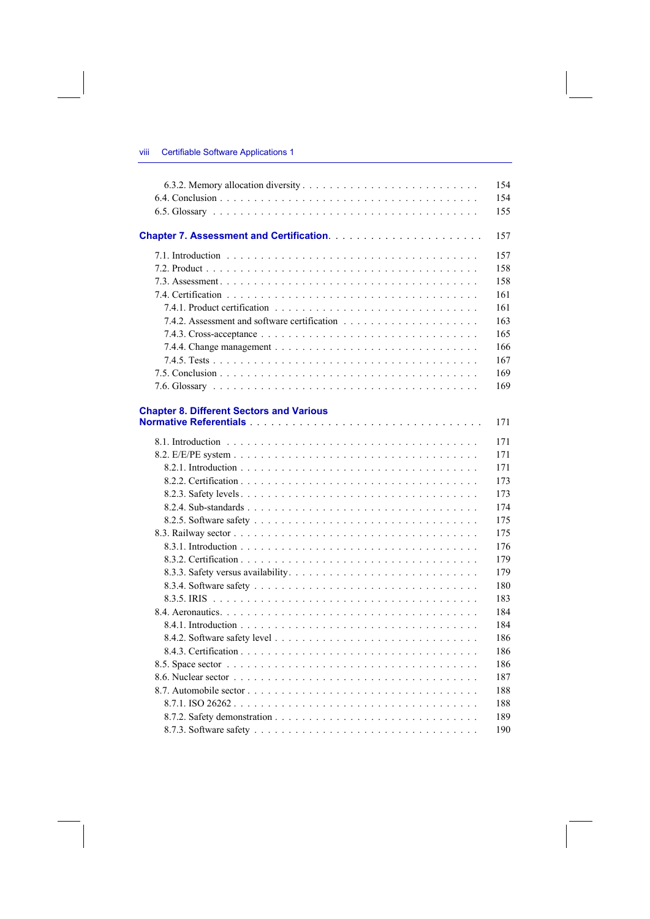6.3.2. Memory allocation diversity . . . . . . . . . . 154
6.4. Conclusion . . . . . . . . . . 154
6.5. Glossary . . . . . . . . . . 155

**Chapter 7. Assessment and Certification** . . . . . . . . . . 157

7.1. Introduction . . . . . . . . . . 157
7.2. Product . . . . . . . . . . 158
7.3. Assessment . . . . . . . . . . 158
7.4. Certification . . . . . . . . . . 161
7.4.1. Product certification . . . . . . . . . . 161
7.4.2. Assessment and software certification . . . . . . . . . . 163
7.4.3. Cross-acceptance . . . . . . . . . . 165
7.4.4. Change management . . . . . . . . . . 166
7.4.5. Tests . . . . . . . . . . 167
7.5. Conclusion . . . . . . . . . . 169
7.6. Glossary . . . . . . . . . . 169

**Chapter 8. Different Sectors and Various Normative Referentials** . . . . . . . . . . 171

8.1. Introduction . . . . . . . . . . 171
8.2. E/E/PE system . . . . . . . . . . 171
8.2.1. Introduction . . . . . . . . . . 171
8.2.2. Certification . . . . . . . . . . 173
8.2.3. Safety levels . . . . . . . . . . 173
8.2.4. Sub-standards . . . . . . . . . . 174
8.2.5. Software safety . . . . . . . . . . 175
8.3. Railway sector . . . . . . . . . . 175
8.3.1. Introduction . . . . . . . . . . 176
8.3.2. Certification . . . . . . . . . . 179
8.3.3. Safety versus availability . . . . . . . . . . 179
8.3.4. Software safety . . . . . . . . . . 180
8.3.5. IRIS . . . . . . . . . . 183
8.4. Aeronautics . . . . . . . . . . 184
8.4.1. Introduction . . . . . . . . . . 184
8.4.2. Software safety level . . . . . . . . . . 186
8.4.3. Certification . . . . . . . . . . 186
8.5. Space sector . . . . . . . . . . 186
8.6. Nuclear sector . . . . . . . . . . 187
8.7. Automobile sector . . . . . . . . . . 188
8.7.1. ISO 26262 . . . . . . . . . . 188
8.7.2. Safety demonstration . . . . . . . . . . 189
8.7.3. Software safety . . . . . . . . . . 190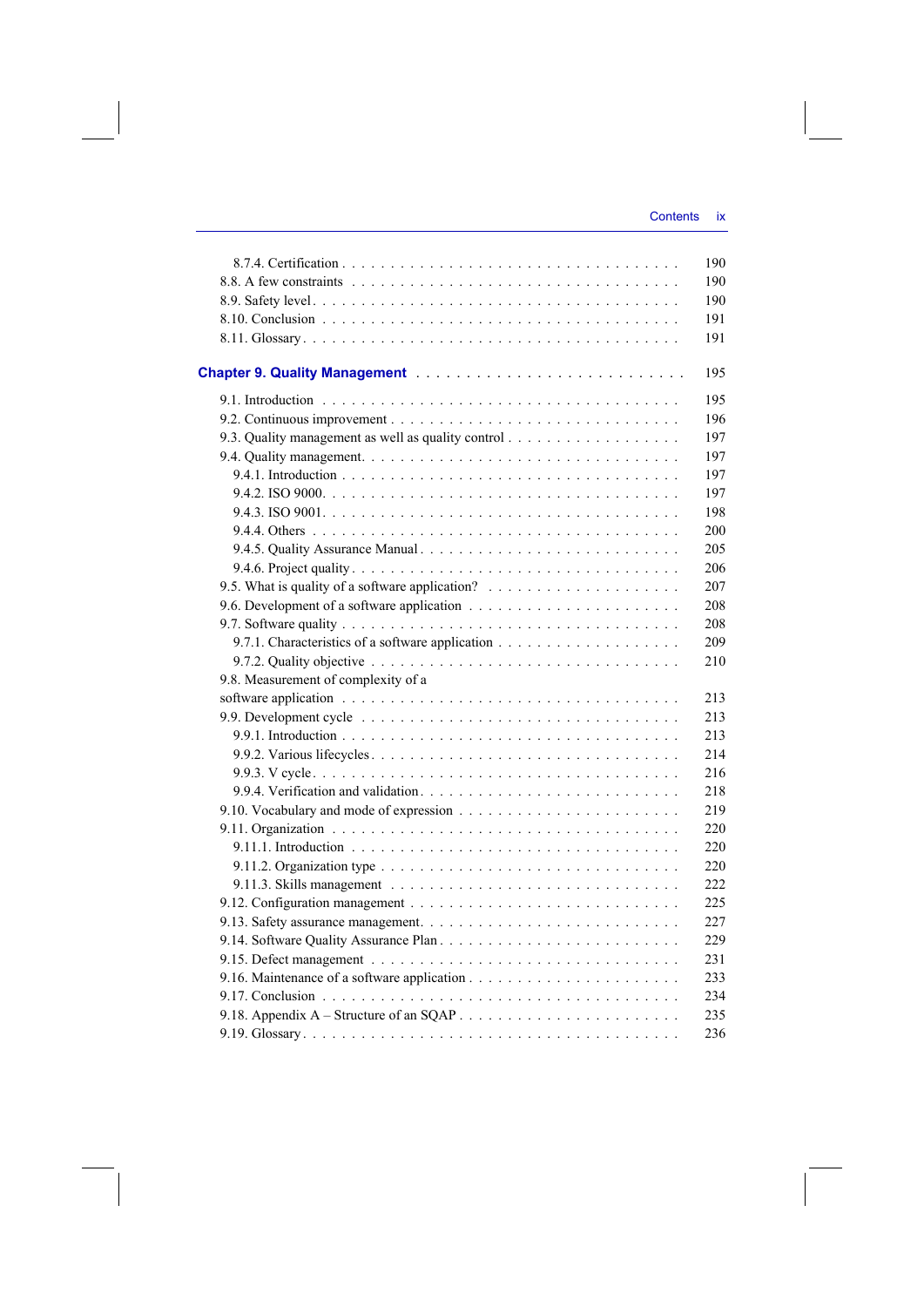8.7.4. Certification . . . . . . . . . . 190
8.8. A few constraints . . . . . . . . . . 190
8.9. Safety level . . . . . . . . . . 190
8.10. Conclusion . . . . . . . . . . 191
8.11. Glossary . . . . . . . . . . 191

**Chapter 9. Quality Management** . . . . . . . . . . 195

9.1. Introduction . . . . . . . . . . 195
9.2. Continuous improvement . . . . . . . . . . 196
9.3. Quality management as well as quality control . . . . . . . . . . 197
9.4. Quality management. . . . . . . . . . . 197
9.4.1. Introduction . . . . . . . . . . 197
9.4.2. ISO 9000. . . . . . . . . . . 197
9.4.3. ISO 9001. . . . . . . . . . . 198
9.4.4. Others . . . . . . . . . . 200
9.4.5. Quality Assurance Manual . . . . . . . . . . 205
9.4.6. Project quality . . . . . . . . . . 206
9.5. What is quality of a software application? . . . . . . . . . . 207
9.6. Development of a software application . . . . . . . . . . 208
9.7. Software quality . . . . . . . . . . 208
9.7.1. Characteristics of a software application . . . . . . . . . . 209
9.7.2. Quality objective . . . . . . . . . . 210
9.8. Measurement of complexity of a software application . . . . . . . . . . 213
9.9. Development cycle . . . . . . . . . . 213
9.9.1. Introduction . . . . . . . . . . 213
9.9.2. Various lifecycles . . . . . . . . . . 214
9.9.3. V cycle . . . . . . . . . . 216
9.9.4. Verification and validation . . . . . . . . . . 218
9.10. Vocabulary and mode of expression . . . . . . . . . . 219
9.11. Organization . . . . . . . . . . 220
9.11.1. Introduction . . . . . . . . . . 220
9.11.2. Organization type . . . . . . . . . . 220
9.11.3. Skills management . . . . . . . . . . 222
9.12. Configuration management . . . . . . . . . . 225
9.13. Safety assurance management. . . . . . . . . . . 227
9.14. Software Quality Assurance Plan . . . . . . . . . . 229
9.15. Defect management . . . . . . . . . . 231
9.16. Maintenance of a software application . . . . . . . . . . 233
9.17. Conclusion . . . . . . . . . . 234
9.18. Appendix A – Structure of an SQAP . . . . . . . . . . 235
9.19. Glossary . . . . . . . . . . 236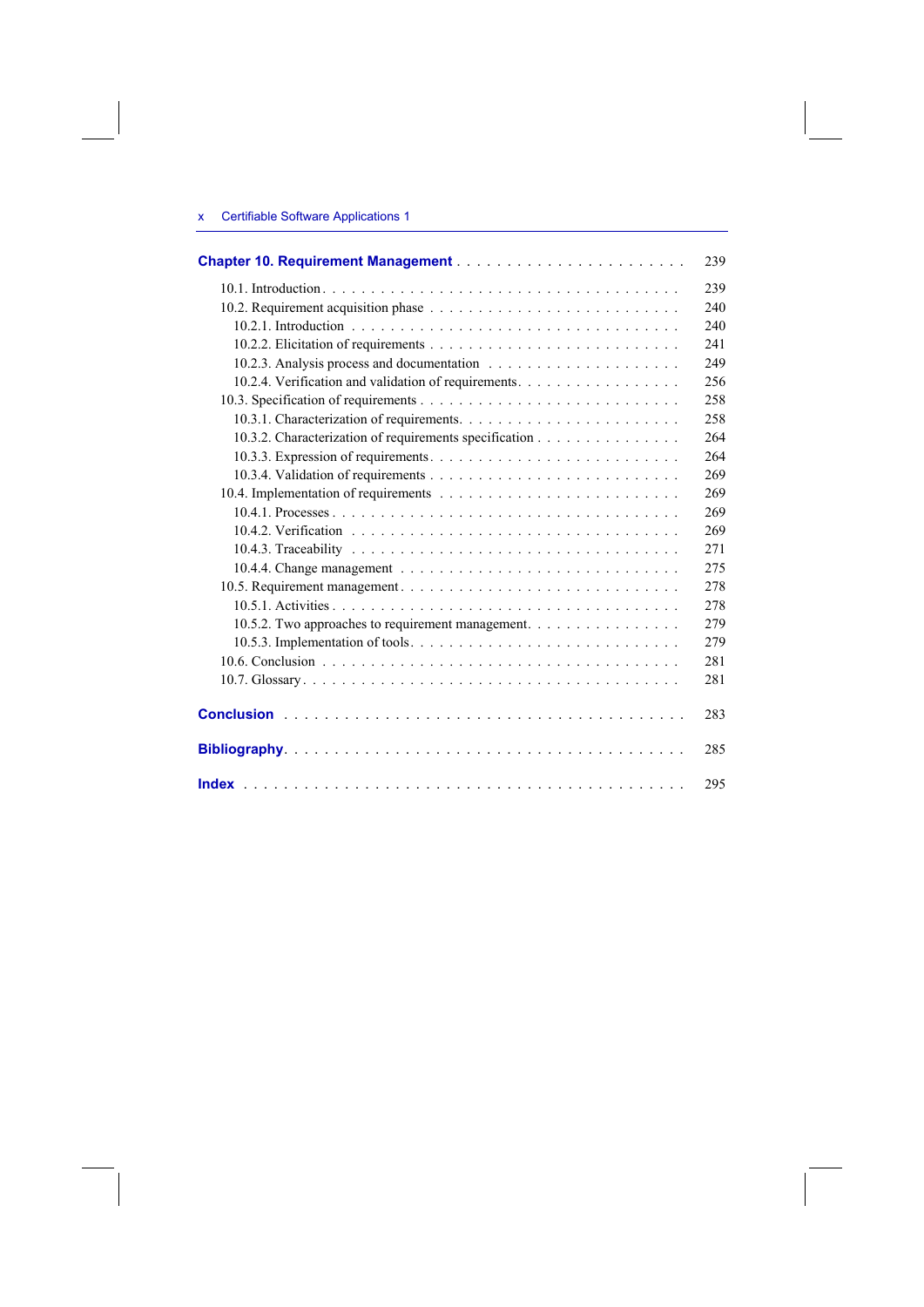**Chapter 10. Requirement Management** . . . . . . . . . . . . . . . . . . . . . . 239

10.1. Introduction . . . . . . . . . . . . . . . . . . . . . . . . . . . . . . . . . . 239
10.2. Requirement acquisition phase . . . . . . . . . . . . . . . . . . . . . . . . 240
10.2.1. Introduction . . . . . . . . . . . . . . . . . . . . . . . . . . . . . . . 240
10.2.2. Elicitation of requirements . . . . . . . . . . . . . . . . . . . . . . . 241
10.2.3. Analysis process and documentation . . . . . . . . . . . . . . . . . . 249
10.2.4. Verification and validation of requirements. . . . . . . . . . . . . . . 256
10.3. Specification of requirements . . . . . . . . . . . . . . . . . . . . . . . . 258
10.3.1. Characterization of requirements. . . . . . . . . . . . . . . . . . . . 258
10.3.2. Characterization of requirements specification . . . . . . . . . . . . . 264
10.3.3. Expression of requirements. . . . . . . . . . . . . . . . . . . . . . . 264
10.3.4. Validation of requirements . . . . . . . . . . . . . . . . . . . . . . . 269
10.4. Implementation of requirements . . . . . . . . . . . . . . . . . . . . . . . 269
10.4.1. Processes . . . . . . . . . . . . . . . . . . . . . . . . . . . . . . . . 269
10.4.2. Verification . . . . . . . . . . . . . . . . . . . . . . . . . . . . . . . 269
10.4.3. Traceability . . . . . . . . . . . . . . . . . . . . . . . . . . . . . . . 271
10.4.4. Change management . . . . . . . . . . . . . . . . . . . . . . . . . . 275
10.5. Requirement management. . . . . . . . . . . . . . . . . . . . . . . . . . 278
10.5.1. Activities . . . . . . . . . . . . . . . . . . . . . . . . . . . . . . . . 278
10.5.2. Two approaches to requirement management. . . . . . . . . . . . . . . 279
10.5.3. Implementation of tools. . . . . . . . . . . . . . . . . . . . . . . . . 279
10.6. Conclusion . . . . . . . . . . . . . . . . . . . . . . . . . . . . . . . . . . 281
10.7. Glossary. . . . . . . . . . . . . . . . . . . . . . . . . . . . . . . . . . . 281

**Conclusion** . . . . . . . . . . . . . . . . . . . . . . . . . . . . . . . . . . . 283

**Bibliography**. . . . . . . . . . . . . . . . . . . . . . . . . . . . . . . . . . 285

**Index** . . . . . . . . . . . . . . . . . . . . . . . . . . . . . . . . . . . . . 295